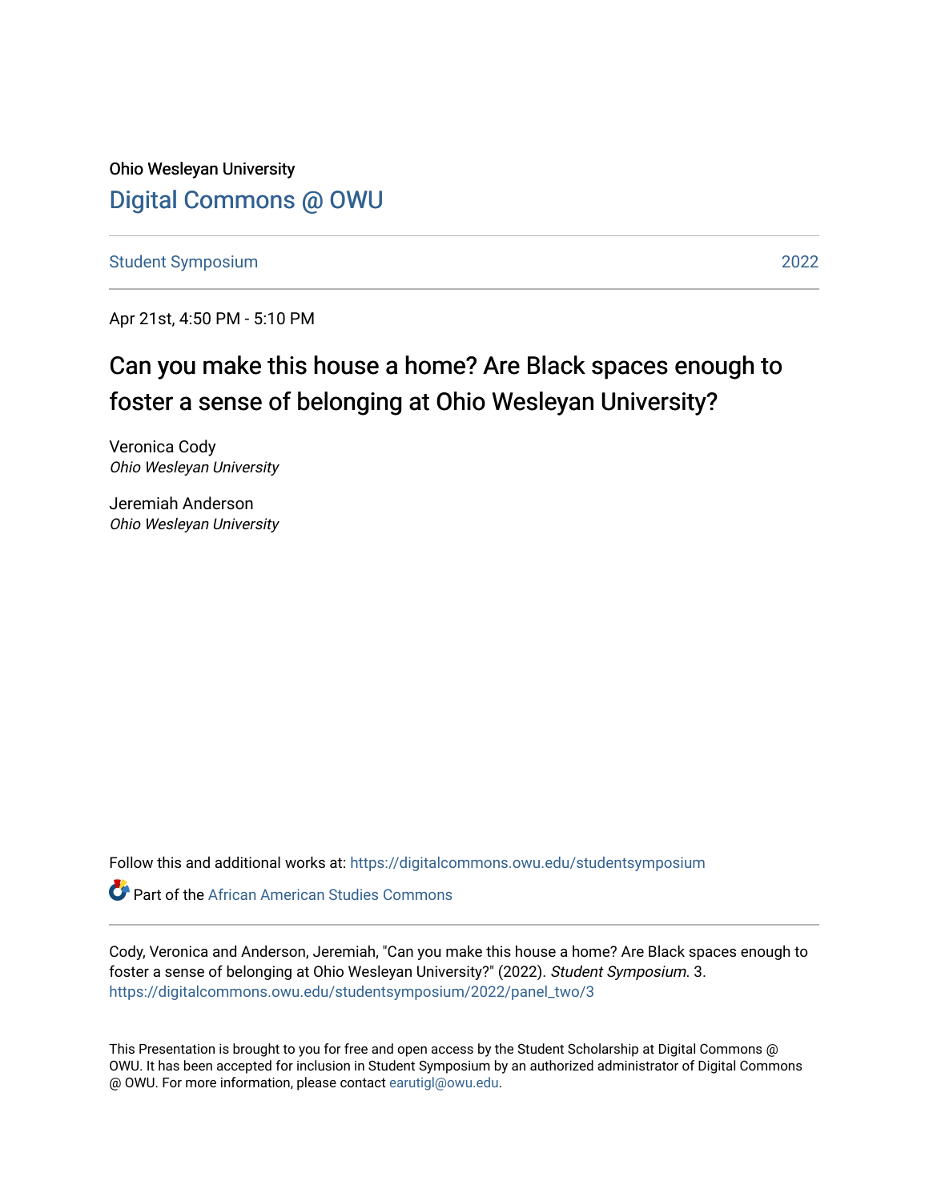Ohio Wesleyan University

Digital Commons @ OWU

Student Symposium | 2022

Apr 21st, 4:50 PM - 5:10 PM

# Can you make this house a home? Are Black spaces enough to foster a sense of belonging at Ohio Wesleyan University?

Veronica Cody
*Ohio Wesleyan University*

Jeremiah Anderson
*Ohio Wesleyan University*

Follow this and additional works at: https://digitalcommons.owu.edu/studentsymposium

Part of the African American Studies Commons

Cody, Veronica and Anderson, Jeremiah, "Can you make this house a home? Are Black spaces enough to foster a sense of belonging at Ohio Wesleyan University?" (2022). *Student Symposium.* 3.
https://digitalcommons.owu.edu/studentsymposium/2022/panel_two/3

This Presentation is brought to you for free and open access by the Student Scholarship at Digital Commons @ OWU. It has been accepted for inclusion in Student Symposium by an authorized administrator of Digital Commons @ OWU. For more information, please contact earutigl@owu.edu.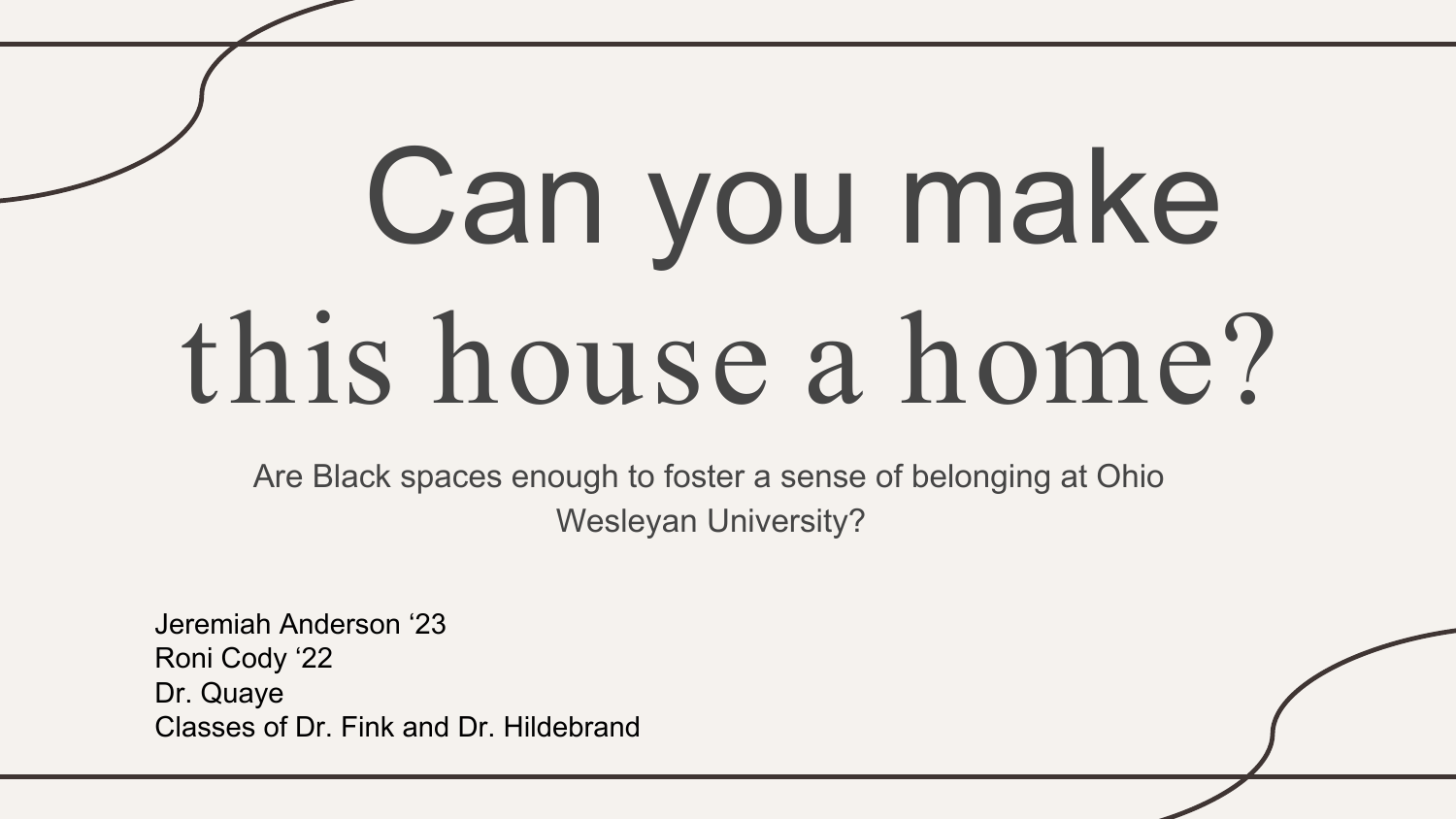# Can you make this house a home?

Are Black spaces enough to foster a sense of belonging at Ohio Wesleyan University?

Jeremiah Anderson '23
Roni Cody '22
Dr. Quaye
Classes of Dr. Fink and Dr. Hildebrand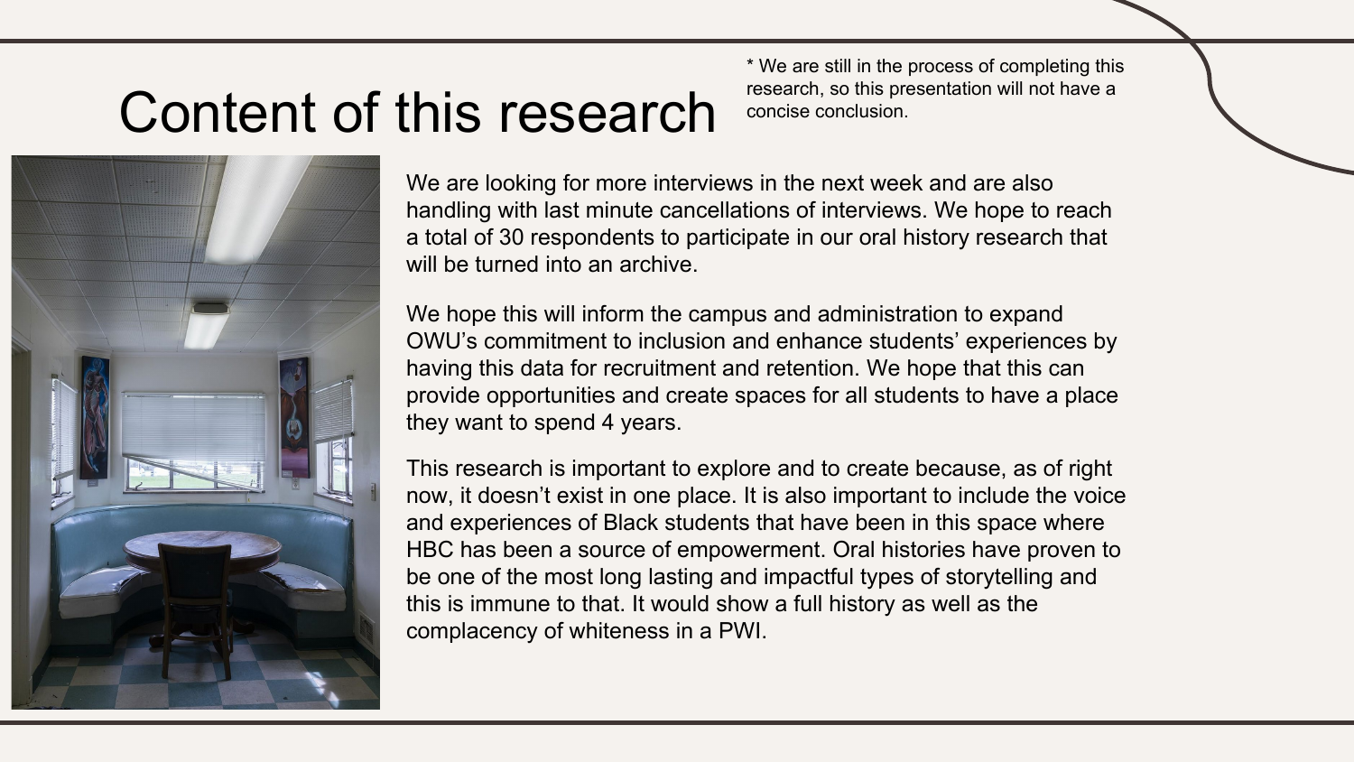# Content of this research

\* We are still in the process of completing this research, so this presentation will not have a concise conclusion.

We are looking for more interviews in the next week and are also handling with last minute cancellations of interviews. We hope to reach a total of 30 respondents to participate in our oral history research that will be turned into an archive.

We hope this will inform the campus and administration to expand OWU's commitment to inclusion and enhance students' experiences by having this data for recruitment and retention. We hope that this can provide opportunities and create spaces for all students to have a place they want to spend 4 years.

This research is important to explore and to create because, as of right now, it doesn't exist in one place. It is also important to include the voice and experiences of Black students that have been in this space where HBC has been a source of empowerment. Oral histories have proven to be one of the most long lasting and impactful types of storytelling and this is immune to that. It would show a full history as well as the complacency of whiteness in a PWI.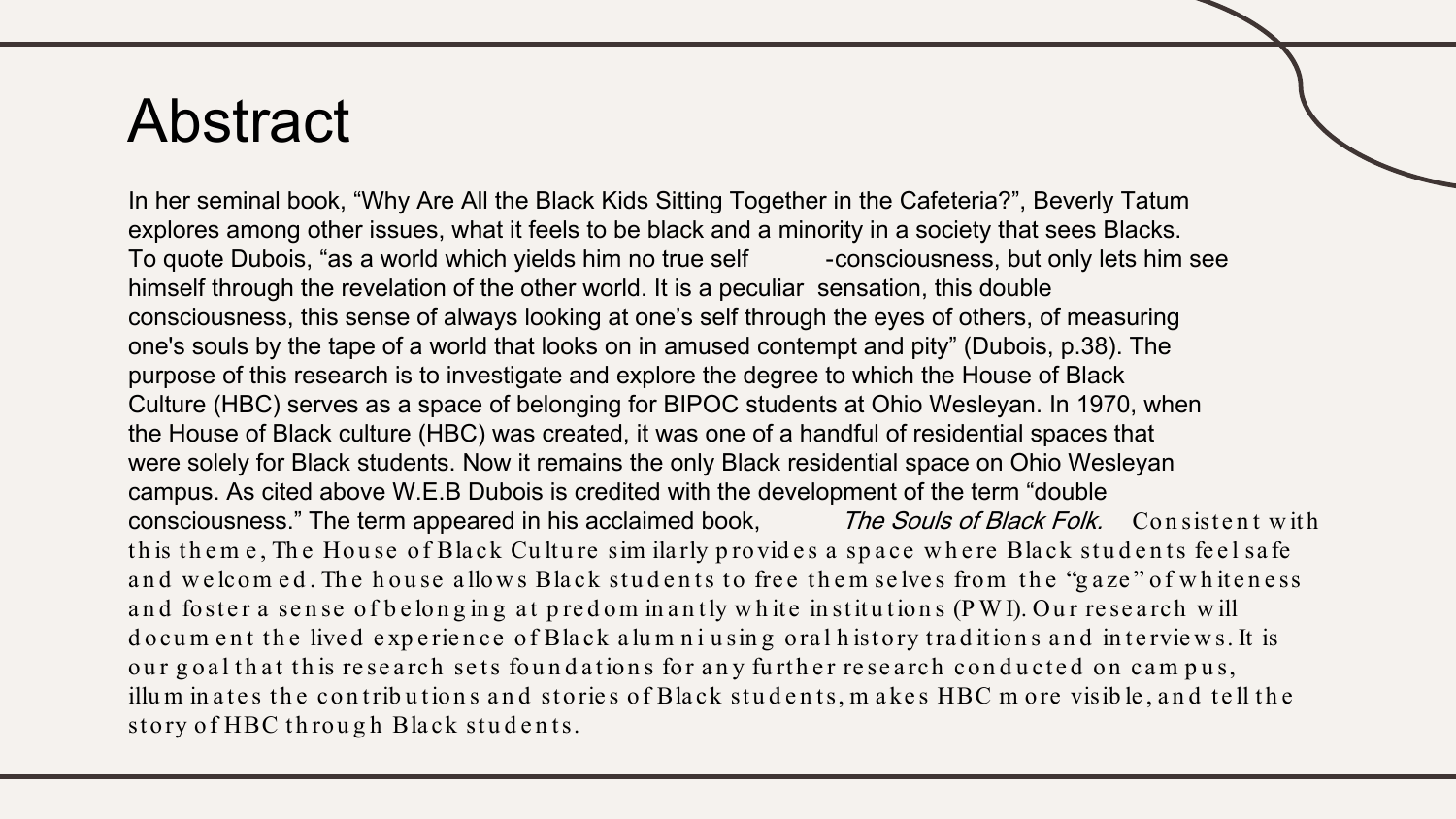# Abstract

In her seminal book, “Why Are All the Black Kids Sitting Together in the Cafeteria?”, Beverly Tatum explores among other issues, what it feels to be black and a minority in a society that sees Blacks. To quote Dubois, “as a world which yields him no true self -consciousness, but only lets him see himself through the revelation of the other world. It is a peculiar sensation, this double consciousness, this sense of always looking at one’s self through the eyes of others, of measuring one's souls by the tape of a world that looks on in amused contempt and pity” (Dubois, p.38). The purpose of this research is to investigate and explore the degree to which the House of Black Culture (HBC) serves as a space of belonging for BIPOC students at Ohio Wesleyan. In 1970, when the House of Black culture (HBC) was created, it was one of a handful of residential spaces that were solely for Black students. Now it remains the only Black residential space on Ohio Wesleyan campus. As cited above W.E.B Dubois is credited with the development of the term “double consciousness.” The term appeared in his acclaimed book, *The Souls of Black Folk.* Consistent with this theme, The House of Black Culture similarly provides a space where Black students feel safe and welcomed. The house allows Black students to free themselves from the “gaze” of whiteness and foster a sense of belonging at predominantly white institutions (PWI). Our research will document the lived experience of Black alumni using oral history traditions and interviews. It is our goal that this research sets foundations for any further research conducted on campus, illuminates the contributions and stories of Black students, makes HBC more visible, and tell the story of HBC through Black students.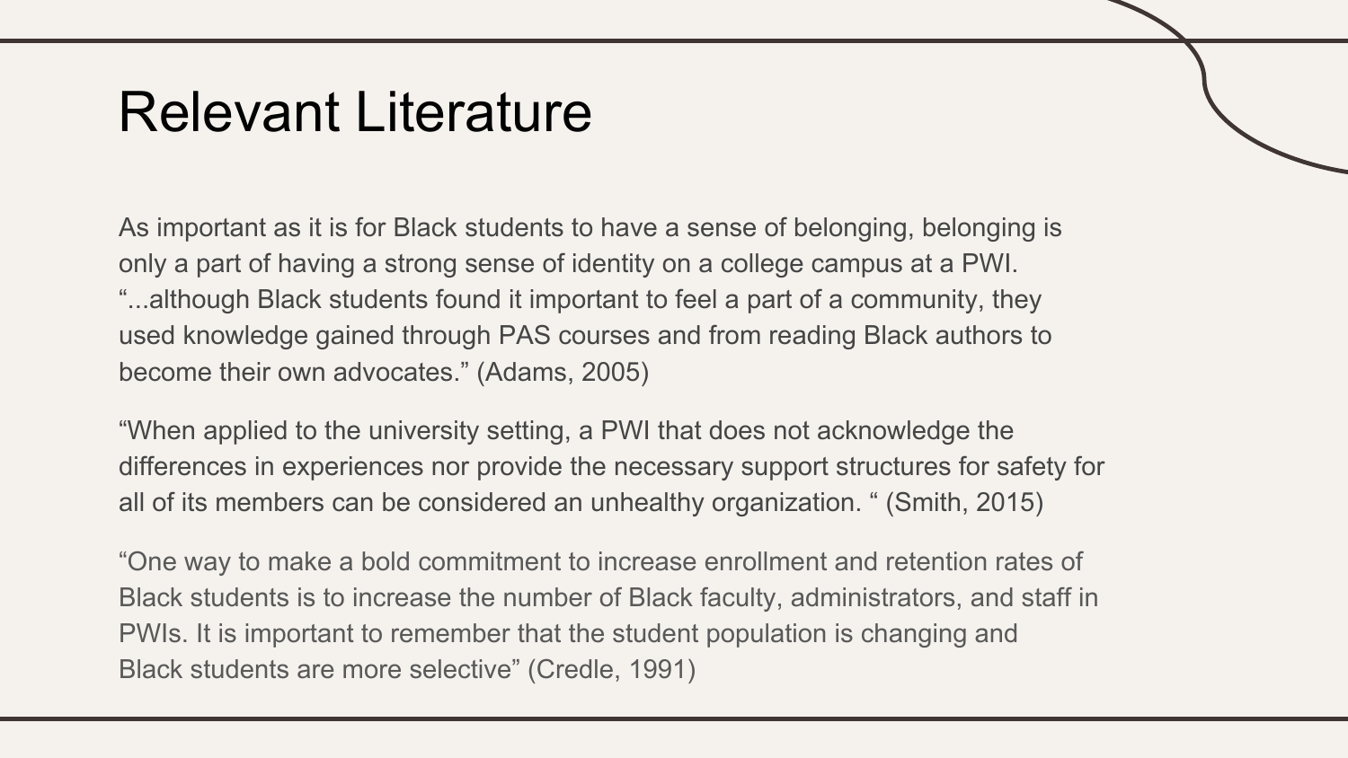# Relevant Literature

As important as it is for Black students to have a sense of belonging, belonging is only a part of having a strong sense of identity on a college campus at a PWI. "...although Black students found it important to feel a part of a community, they used knowledge gained through PAS courses and from reading Black authors to become their own advocates." (Adams, 2005)

"When applied to the university setting, a PWI that does not acknowledge the differences in experiences nor provide the necessary support structures for safety for all of its members can be considered an unhealthy organization. " (Smith, 2015)

"One way to make a bold commitment to increase enrollment and retention rates of Black students is to increase the number of Black faculty, administrators, and staff in PWIs. It is important to remember that the student population is changing and Black students are more selective" (Credle, 1991)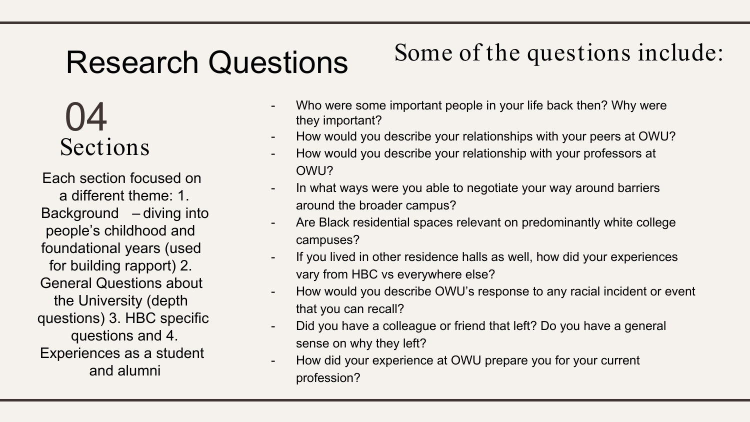# Research Questions

## 04 Sections

Each section focused on a different theme: 1. Background – diving into people's childhood and foundational years (used for building rapport) 2. General Questions about the University (depth questions) 3. HBC specific questions and 4. Experiences as a student and alumni

## Some of the questions include:

- Who were some important people in your life back then? Why were they important?
- How would you describe your relationships with your peers at OWU?
- How would you describe your relationship with your professors at OWU?
- In what ways were you able to negotiate your way around barriers around the broader campus?
- Are Black residential spaces relevant on predominantly white college campuses?
- If you lived in other residence halls as well, how did your experiences vary from HBC vs everywhere else?
- How would you describe OWU's response to any racial incident or event that you can recall?
- Did you have a colleague or friend that left? Do you have a general sense on why they left?
- How did your experience at OWU prepare you for your current profession?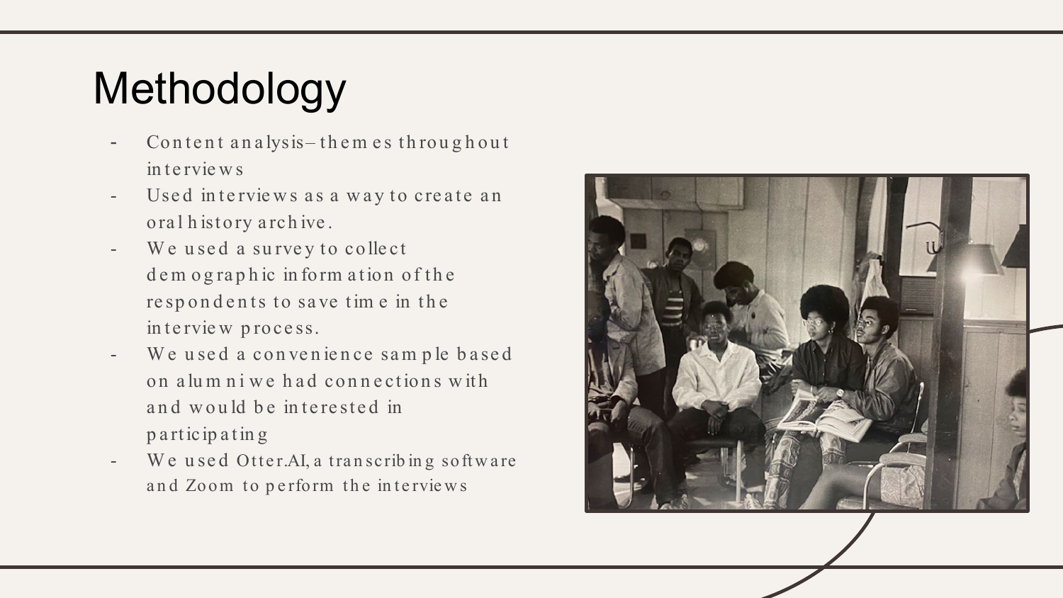# Methodology

- Content analysis– themes throughout interviews
- Used interviews as a way to create an oral history archive.
- We used a survey to collect demographic information of the respondents to save time in the interview process.
- We used a convenience sample based on alumni we had connections with and would be interested in participating
- We used Otter.AI, a transcribing software and Zoom to perform the interviews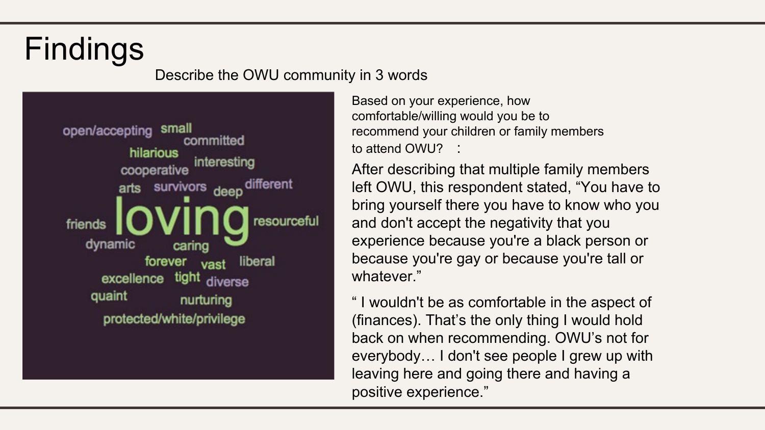# Findings

Describe the OWU community in 3 words

open/accepting small committed hilarious interesting cooperative arts survivors deep different friends loving resourceful dynamic caring forever vast liberal excellence tight diverse quaint nurturing protected/white/privilege

Based on your experience, how comfortable/willing would you be to recommend your children or family members to attend OWU? :

After describing that multiple family members left OWU, this respondent stated, “You have to bring yourself there you have to know who you and don't accept the negativity that you experience because you're a black person or because you're gay or because you're tall or whatever.”

“ I wouldn't be as comfortable in the aspect of (finances). That’s the only thing I would hold back on when recommending. OWU’s not for everybody… I don't see people I grew up with leaving here and going there and having a positive experience.”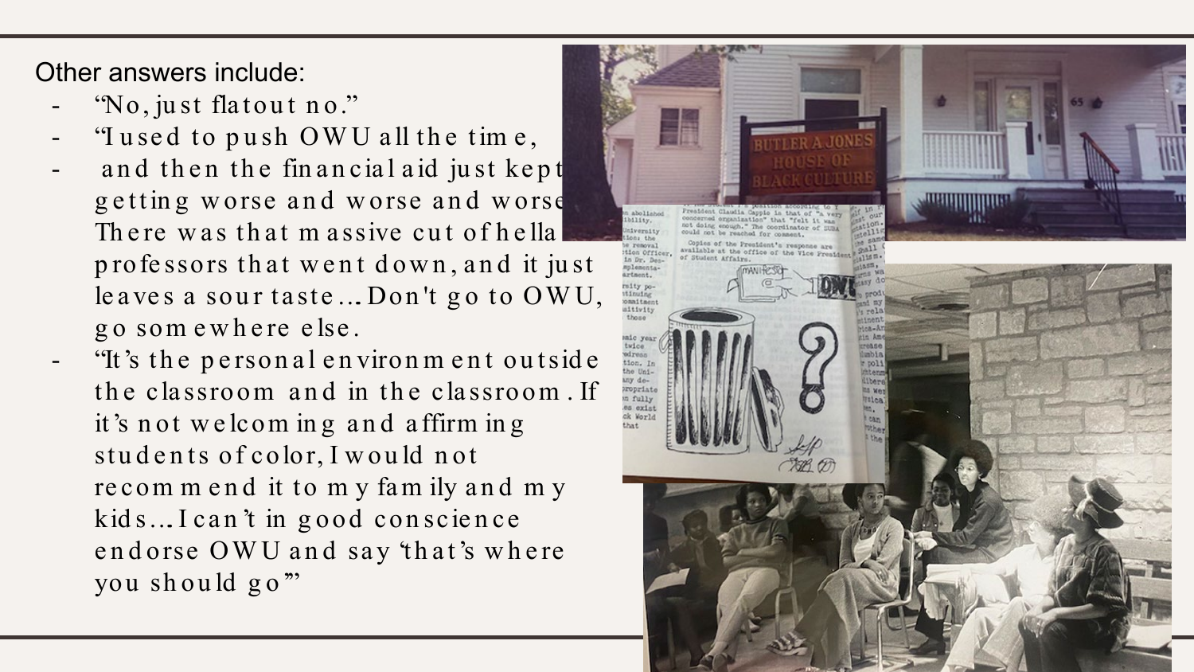Other answers include:

- "No, just flat out no."
- "I used to push OWU all the time,
- and then the financial aid just kept getting worse and worse and worse. There was that massive cut of hella professors that went down, and it just leaves a sour taste… Don't go to OWU, go somewhere else.
- "It's the personal environment outside the classroom and in the classroom. If it's not welcoming and affirming students of color, I would not recommend it to my family and my kids… I can't in good conscience endorse OWU and say 'that's where you should go'"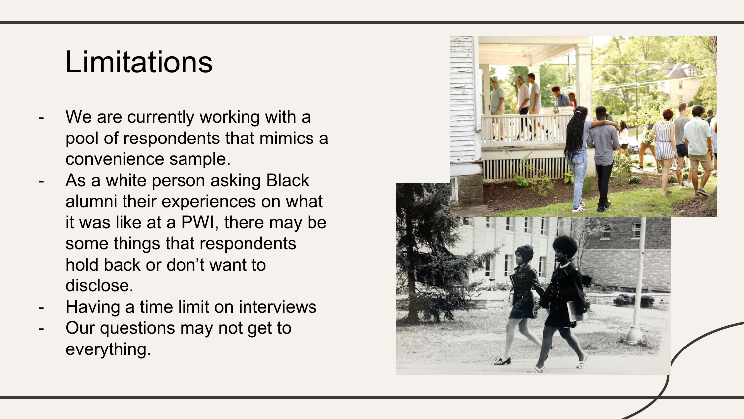# Limitations

- We are currently working with a pool of respondents that mimics a convenience sample.
- As a white person asking Black alumni their experiences on what it was like at a PWI, there may be some things that respondents hold back or don't want to disclose.
- Having a time limit on interviews
- Our questions may not get to everything.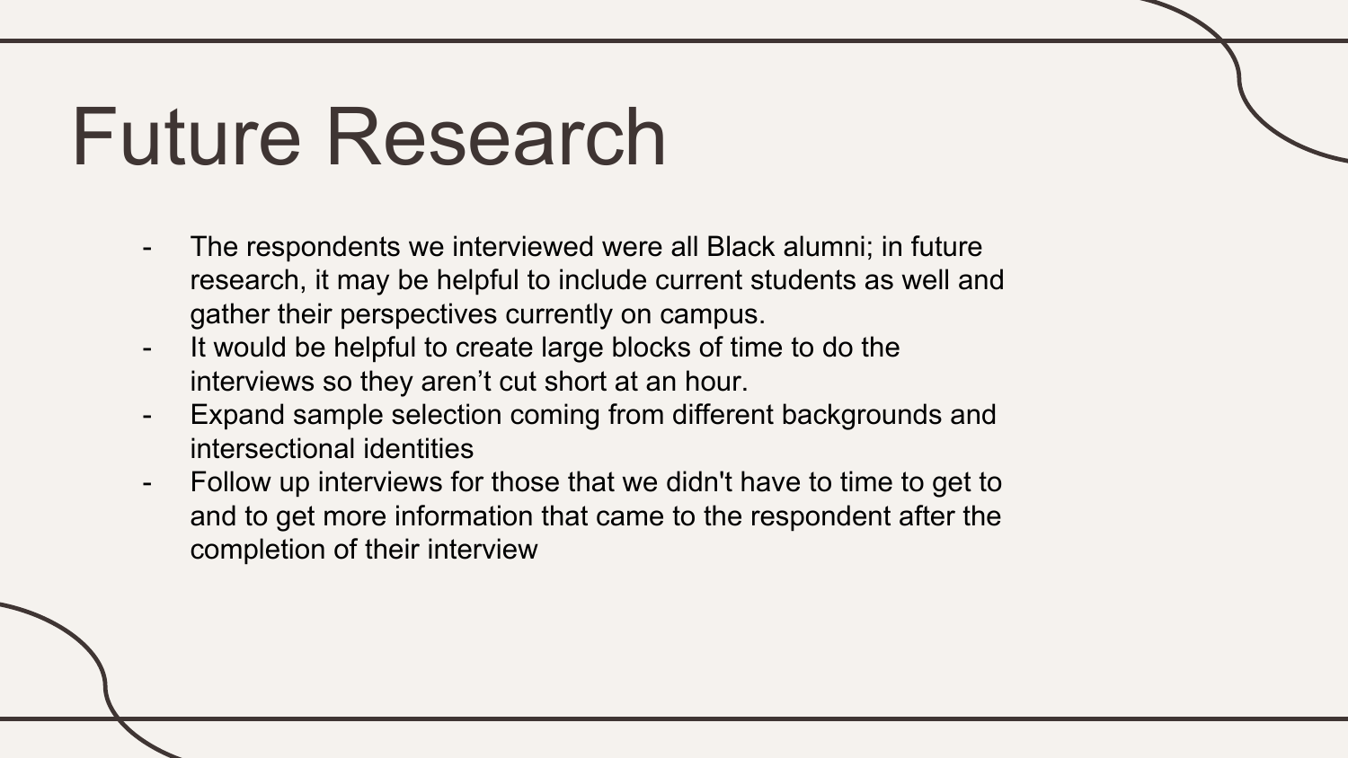# Future Research

- The respondents we interviewed were all Black alumni; in future research, it may be helpful to include current students as well and gather their perspectives currently on campus.
- It would be helpful to create large blocks of time to do the interviews so they aren't cut short at an hour.
- Expand sample selection coming from different backgrounds and intersectional identities
- Follow up interviews for those that we didn't have to time to get to and to get more information that came to the respondent after the completion of their interview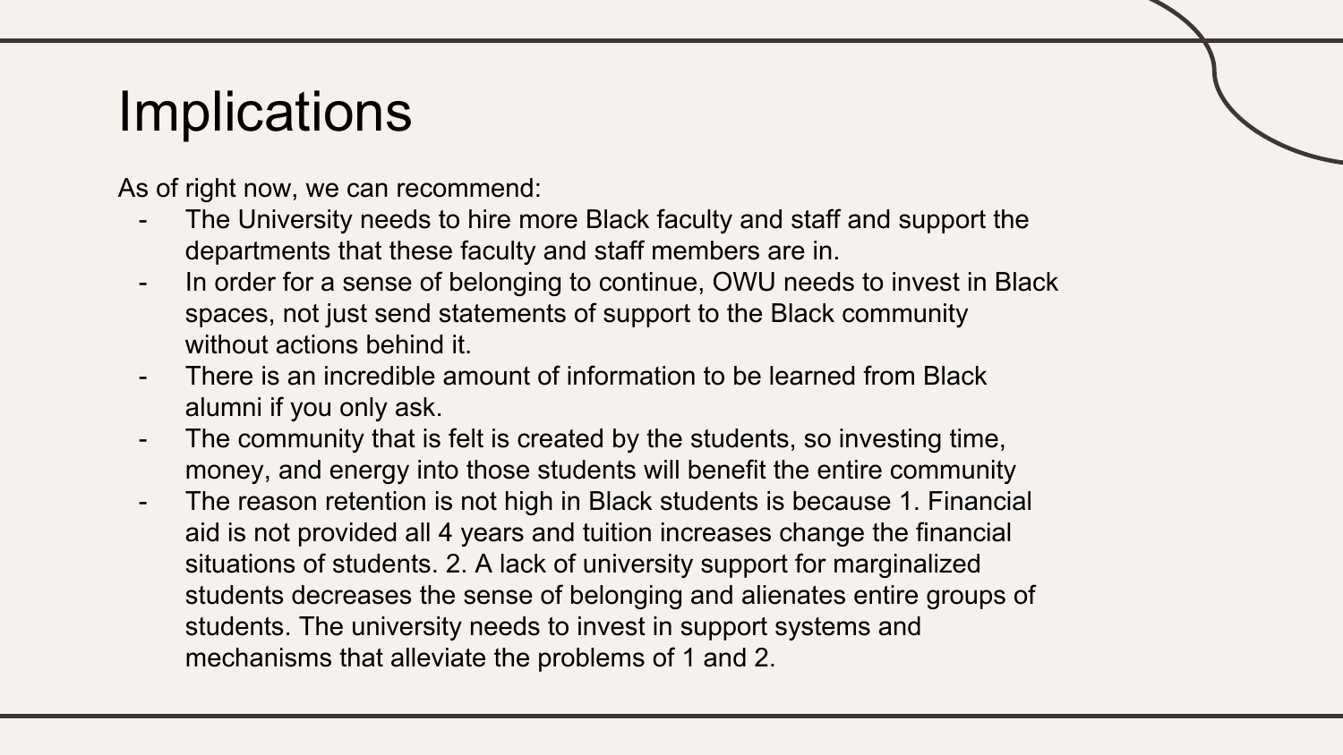# Implications

As of right now, we can recommend:

- The University needs to hire more Black faculty and staff and support the departments that these faculty and staff members are in.
- In order for a sense of belonging to continue, OWU needs to invest in Black spaces, not just send statements of support to the Black community without actions behind it.
- There is an incredible amount of information to be learned from Black alumni if you only ask.
- The community that is felt is created by the students, so investing time, money, and energy into those students will benefit the entire community
- The reason retention is not high in Black students is because 1. Financial aid is not provided all 4 years and tuition increases change the financial situations of students. 2. A lack of university support for marginalized students decreases the sense of belonging and alienates entire groups of students. The university needs to invest in support systems and mechanisms that alleviate the problems of 1 and 2.